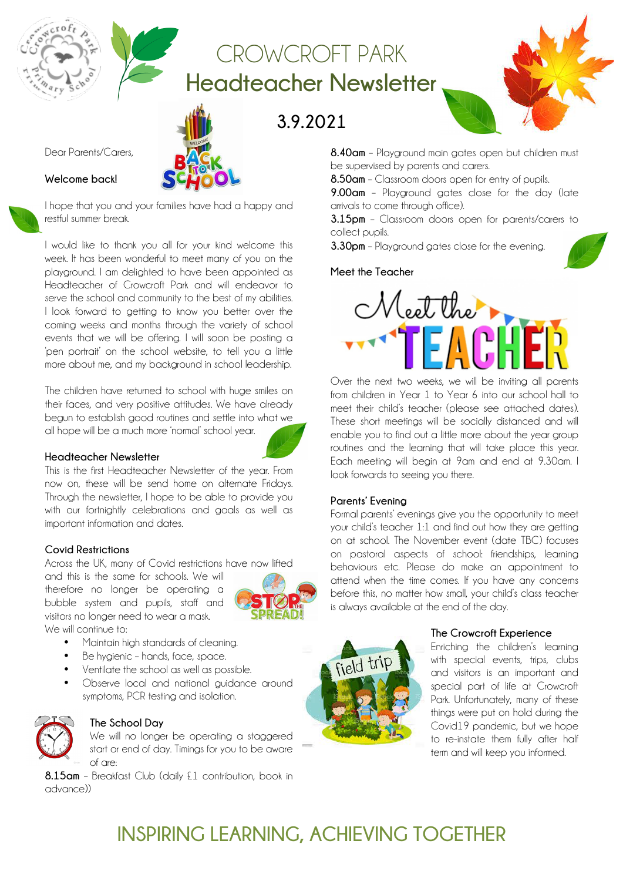# CROWCROFT PARK
# Headteacher Newsletter

## 3.9.2021

Dear Parents/Carers,

**Welcome back!**

I hope that you and your families have had a happy and restful summer break.

I would like to thank you all for your kind welcome this week. It has been wonderful to meet many of you on the playground. I am delighted to have been appointed as Headteacher of Crowcroft Park and will endeavor to serve the school and community to the best of my abilities. I look forward to getting to know you better over the coming weeks and months through the variety of school events that we will be offering. I will soon be posting a 'pen portrait' on the school website, to tell you a little more about me, and my background in school leadership.

The children have returned to school with huge smiles on their faces, and very positive attitudes. We have already begun to establish good routines and settle into what we all hope will be a much more 'normal' school year.

### Headteacher Newsletter

This is the first Headteacher Newsletter of the year. From now on, these will be send home on alternate Fridays. Through the newsletter, I hope to be able to provide you with our fortnightly celebrations and goals as well as important information and dates.

### Covid Restrictions

Across the UK, many of Covid restrictions have now lifted and this is the same for schools. We will therefore no longer be operating a bubble system and pupils, staff and visitors no longer need to wear a mask.

We will continue to:

- Maintain high standards of cleaning.
- Be hygienic – hands, face, space.
- Ventilate the school as well as possible.
- Observe local and national guidance around symptoms, PCR testing and isolation.

### The School Day

We will no longer be operating a staggered start or end of day. Timings for you to be aware of are:

**8.15am** – Breakfast Club (daily £1 contribution, book in advance))

**8.40am** – Playground main gates open but children must be supervised by parents and carers.

**8.50am** – Classroom doors open for entry of pupils.

**9.00am** – Playground gates close for the day (late arrivals to come through office).

**3.15pm** – Classroom doors open for parents/carers to collect pupils.

**3.30pm** – Playground gates close for the evening.

### Meet the Teacher

Over the next two weeks, we will be inviting all parents from children in Year 1 to Year 6 into our school hall to meet their child's teacher (please see attached dates). These short meetings will be socially distanced and will enable you to find out a little more about the year group routines and the learning that will take place this year. Each meeting will begin at 9am and end at 9.30am. I look forwards to seeing you there.

### Parents' Evening

Formal parents' evenings give you the opportunity to meet your child's teacher 1:1 and find out how they are getting on at school. The November event (date TBC) focuses on pastoral aspects of school: friendships, learning behaviours etc. Please do make an appointment to attend when the time comes. If you have any concerns before this, no matter how small, your child's class teacher is always available at the end of the day.

### The Crowcroft Experience

Enriching the children's learning with special events, trips, clubs and visitors is an important and special part of life at Crowcroft Park. Unfortunately, many of these things were put on hold during the Covid19 pandemic, but we hope to re-instate them fully after half term and will keep you informed.

INSPIRING LEARNING, ACHIEVING TOGETHER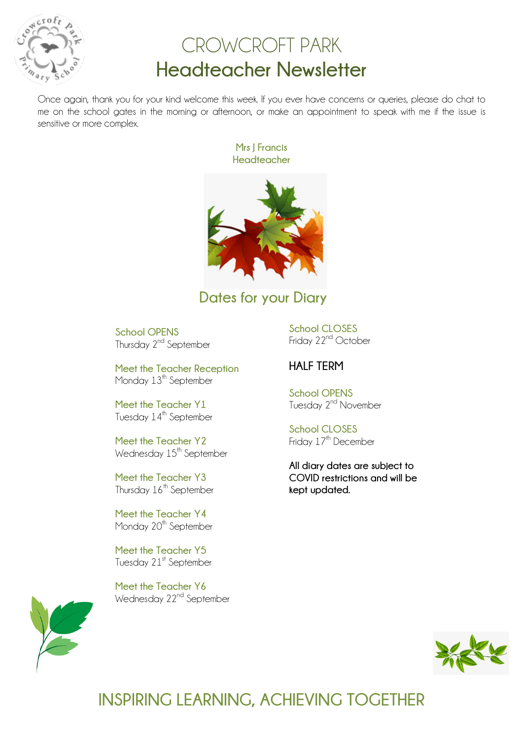# CROWCROFT PARK
# Headteacher Newsletter

Once again, thank you for your kind welcome this week. If you ever have concerns or queries, please do chat to me on the school gates in the morning or afternoon, or make an appointment to speak with me if the issue is sensitive or more complex.

Mrs J Francis
Headteacher

## Dates for your Diary

School OPENS
Thursday 2nd September

Meet the Teacher Reception
Monday 13th September

Meet the Teacher Y1
Tuesday 14th September

Meet the Teacher Y2
Wednesday 15th September

Meet the Teacher Y3
Thursday 16th September

Meet the Teacher Y4
Monday 20th September

Meet the Teacher Y5
Tuesday 21st September

Meet the Teacher Y6
Wednesday 22nd September

School CLOSES
Friday 22nd October

HALF TERM

School OPENS
Tuesday 2nd November

School CLOSES
Friday 17th December

**All diary dates are subject to COVID restrictions and will be kept updated.**

INSPIRING LEARNING, ACHIEVING TOGETHER